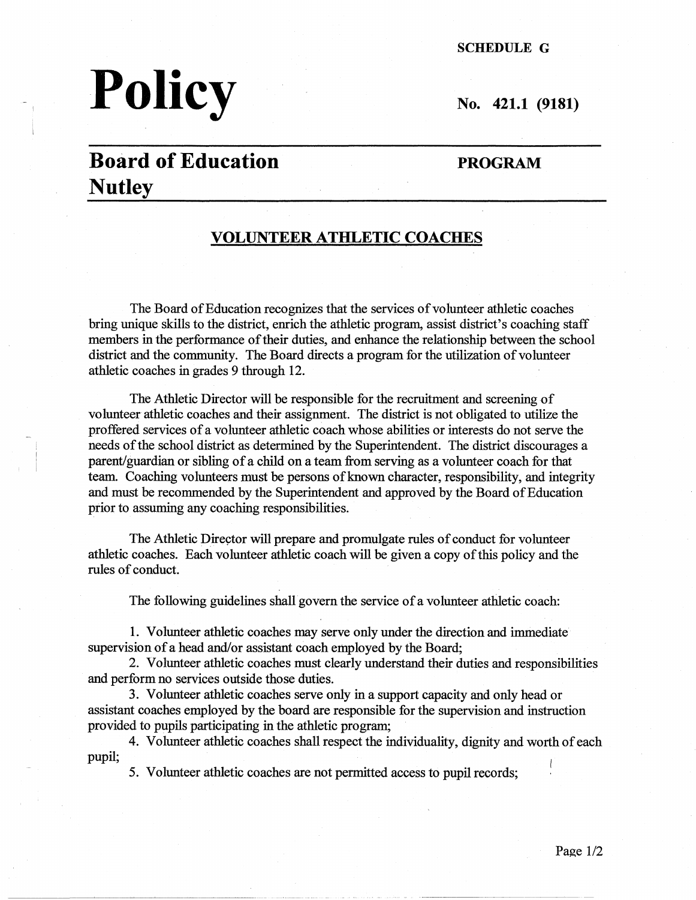SCHEDULE G

# Policy

No. 421.1 (9181)

## Board of Education Nutley

PROGRAM

## VOLUNTEER ATHLETIC COACHES

The Board of Education recognizes that the services of volunteer athletic coaches bring unique skills to the district, enrich the athletic program, assist district's coaching staff members in the performance of their duties, and enhance the relationship between the school district and the community. The Board directs a program for the utilization of volunteer athletic coaches in grades 9 through 12.

The Athletic Director will be responsible for the recruitment and screening of volunteer athletic coaches and their assignment. The district is not obligated to utilize the proffered services of a volunteer athletic coach whose abilities or interests do not serve the needs of the school district as determined by the Superintendent. The district discourages a parent/guardian or sibling of a child on a team from serving as a volunteer coach for that team. Coaching volunteers must be persons of known character, responsibility, and integrity and must be recommended by the Superintendent and approved by the Board of Education prior to assuming any coaching responsibilities.

The Athletic Director will prepare and promulgate rules of conduct for volunteer athletic coaches. Each volunteer athletic coach will be given a copy of this policy and the rules of conduct.

The following guidelines shall govern the service of a volunteer athletic coach:

1. Volunteer athletic coaches may serve only under the direction and immediate supervision of a head and/or assistant coach employed by the Board;
2. Volunteer athletic coaches must clearly understand their duties and responsibilities and perform no services outside those duties.
3. Volunteer athletic coaches serve only in a support capacity and only head or assistant coaches employed by the board are responsible for the supervision and instruction provided to pupils participating in the athletic program;
4. Volunteer athletic coaches shall respect the individuality, dignity and worth of each pupil;
5. Volunteer athletic coaches are not permitted access to pupil records;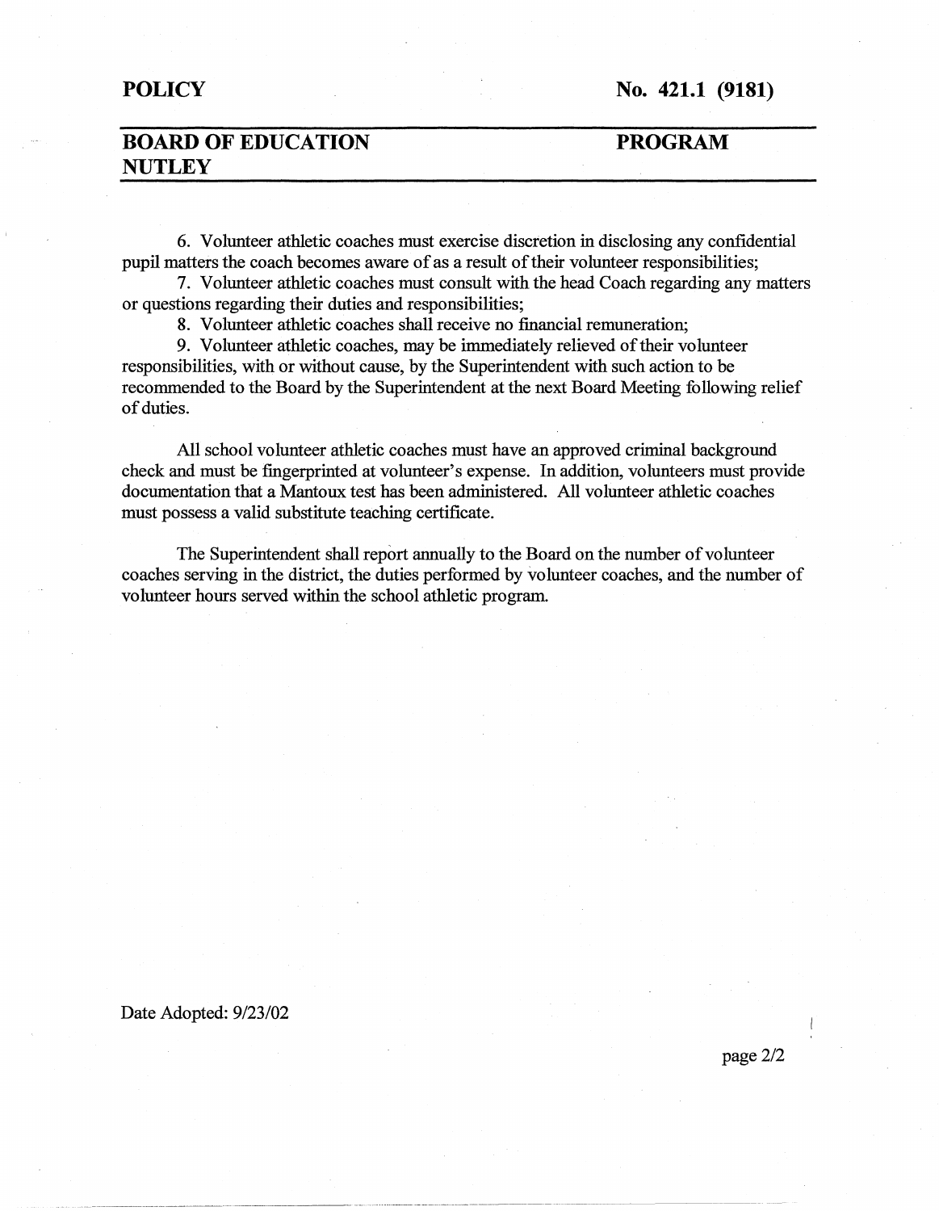6. Volunteer athletic coaches must exercise discretion in disclosing any confidential pupil matters the coach becomes aware of as a result of their volunteer responsibilities;

7. Volunteer athletic coaches must consult with the head Coach regarding any matters or questions regarding their duties and responsibilities;

8. Volunteer athletic coaches shall receive no financial remuneration;

9. Volunteer athletic coaches, may be immediately relieved of their volunteer responsibilities, with or without cause, by the Superintendent with such action to be recommended to the Board by the Superintendent at the next Board Meeting following relief of duties.

All school volunteer athletic coaches must have an approved criminal background check and must be fingerprinted at volunteer's expense. In addition, volunteers must provide documentation that a Mantoux test has been administered. All volunteer athletic coaches must possess a valid substitute teaching certificate.

The Superintendent shall report annually to the Board on the number of volunteer coaches serving in the district, the duties performed by volunteer coaches, and the number of volunteer hours served within the school athletic program.

Date Adopted: 9/23/02